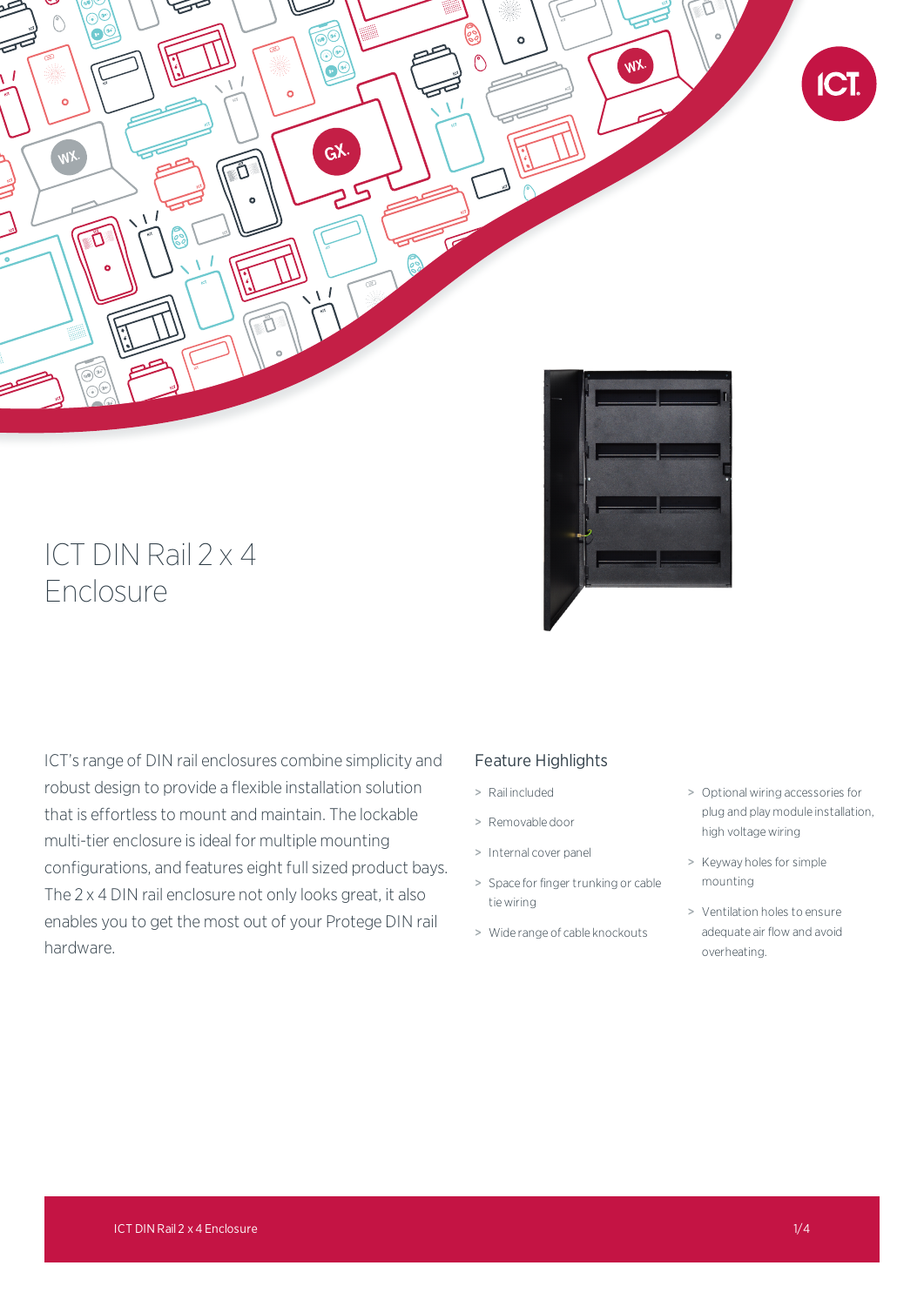# ICT DIN Rail 2 x 4 Enclosure

ICT's range of DIN rail enclosures combine simplicity and robust design to provide a flexible installation solution that is effortless to mount and maintain. The lockable multi-tier enclosure is ideal for multiple mounting configurations, and features eight full sized product bays. The 2 x 4 DIN rail enclosure not only looks great, it also enables you to get the most out of your Protege DIN rail hardware.

## Feature Highlights

- Rail included
- Removable door
- Internal cover panel
- Space for finger trunking or cable tie wiring
- Wide range of cable knockouts
- Optional wiring accessories for plug and play module installation, high voltage wiring
- Keyway holes for simple mounting
- Ventilation holes to ensure adequate air flow and avoid overheating.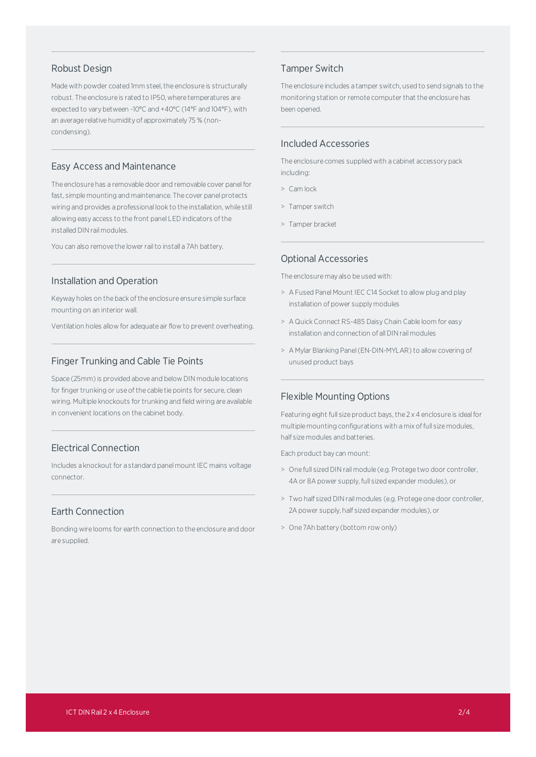## Robust Design

Made with powder coated 1mm steel, the enclosure is structurally robust. The enclosure is rated to IP50, where temperatures are expected to vary between -10°C and +40°C (14°F and 104°F), with an average relative humidity of approximately 75 % (non-condensing).

## Easy Access and Maintenance

The enclosure has a removable door and removable cover panel for fast, simple mounting and maintenance. The cover panel protects wiring and provides a professional look to the installation, while still allowing easy access to the front panel LED indicators of the installed DIN rail modules.

You can also remove the lower rail to install a 7Ah battery.

## Installation and Operation

Keyway holes on the back of the enclosure ensure simple surface mounting on an interior wall.

Ventilation holes allow for adequate air flow to prevent overheating.

## Finger Trunking and Cable Tie Points

Space (25mm) is provided above and below DIN module locations for finger trunking or use of the cable tie points for secure, clean wiring. Multiple knockouts for trunking and field wiring are available in convenient locations on the cabinet body.

## Electrical Connection

Includes a knockout for a standard panel mount IEC mains voltage connector.

## Earth Connection

Bonding wire looms for earth connection to the enclosure and door are supplied.

## Tamper Switch

The enclosure includes a tamper switch, used to send signals to the monitoring station or remote computer that the enclosure has been opened.

## Included Accessories

The enclosure comes supplied with a cabinet accessory pack including:

- Cam lock
- Tamper switch
- Tamper bracket

## Optional Accessories

The enclosure may also be used with:

- A Fused Panel Mount IEC C14 Socket to allow plug and play installation of power supply modules
- A Quick Connect RS-485 Daisy Chain Cable loom for easy installation and connection of all DIN rail modules
- A Mylar Blanking Panel (EN-DIN-MYLAR) to allow covering of unused product bays

## Flexible Mounting Options

Featuring eight full size product bays, the 2 x 4 enclosure is ideal for multiple mounting configurations with a mix of full size modules, half size modules and batteries.

Each product bay can mount:

- One full sized DIN rail module (e.g. Protege two door controller, 4A or 8A power supply, full sized expander modules), or
- Two half sized DIN rail modules (e.g. Protege one door controller, 2A power supply, half sized expander modules), or
- One 7Ah battery (bottom row only)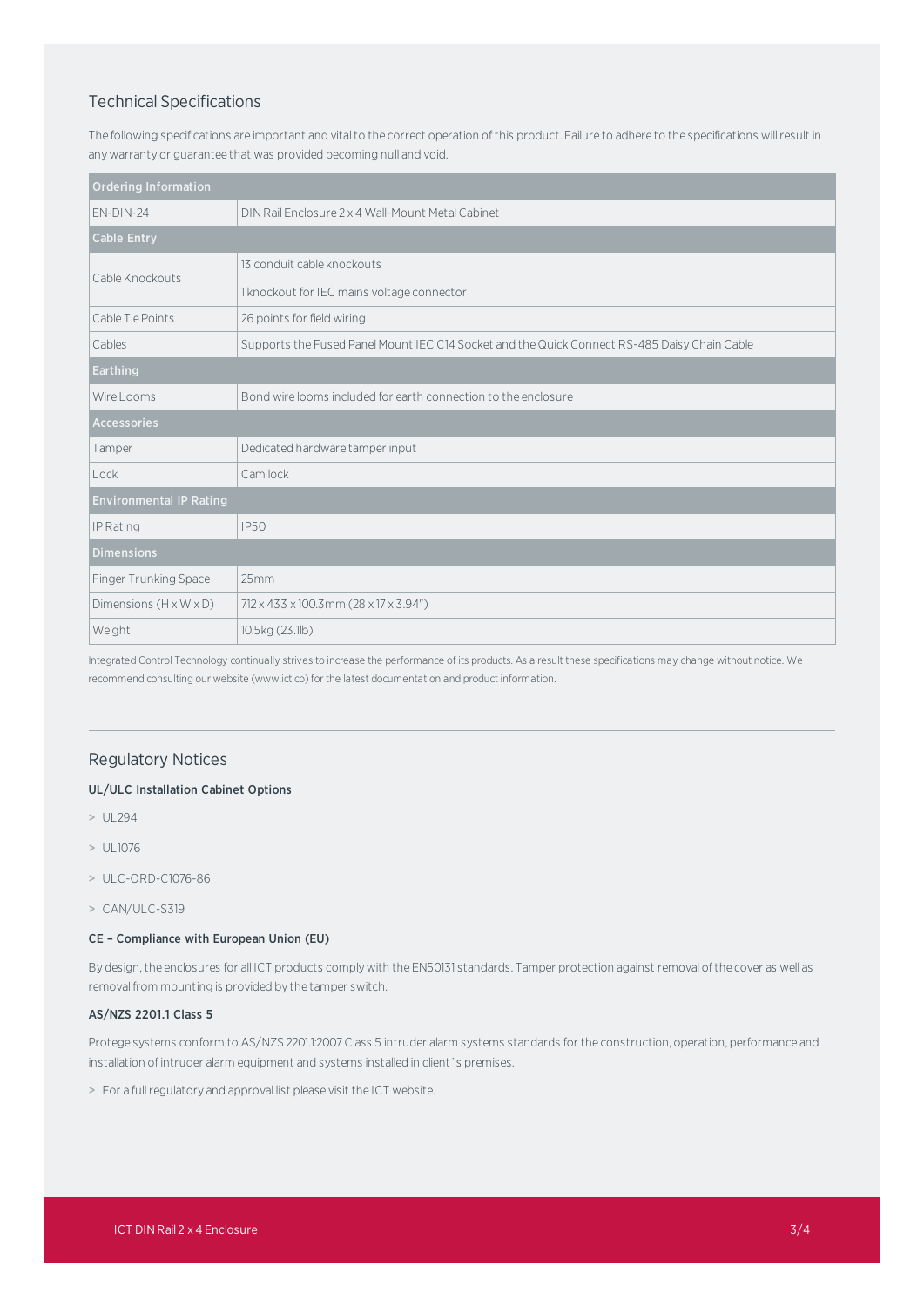## Technical Specifications

The following specifications are important and vital to the correct operation of this product. Failure to adhere to the specifications will result in any warranty or guarantee that was provided becoming null and void.

| Ordering Information | |
|---|---|
| EN-DIN-24 | DIN Rail Enclosure 2 x 4 Wall-Mount Metal Cabinet |
| **Cable Entry** | |
| Cable Knockouts | 13 conduit cable knockouts<br>1 knockout for IEC mains voltage connector |
| Cable Tie Points | 26 points for field wiring |
| Cables | Supports the Fused Panel Mount IEC C14 Socket and the Quick Connect RS-485 Daisy Chain Cable |
| **Earthing** | |
| Wire Looms | Bond wire looms included for earth connection to the enclosure |
| **Accessories** | |
| Tamper | Dedicated hardware tamper input |
| Lock | Cam lock |
| **Environmental IP Rating** | |
| IP Rating | IP50 |
| **Dimensions** | |
| Finger Trunking Space | 25mm |
| Dimensions (H x W x D) | 712 x 433 x 100.3mm (28 x 17 x 3.94") |
| Weight | 10.5kg (23.1lb) |

Integrated Control Technology continually strives to increase the performance of its products. As a result these specifications may change without notice. We recommend consulting our website (www.ict.co) for the latest documentation and product information.

## Regulatory Notices

### UL/ULC Installation Cabinet Options

> UL294

> UL1076

> ULC-ORD-C1076-86

> CAN/ULC-S319

### CE – Compliance with European Union (EU)

By design, the enclosures for all ICT products comply with the EN50131 standards. Tamper protection against removal of the cover as well as removal from mounting is provided by the tamper switch.

### AS/NZS 2201.1 Class 5

Protege systems conform to AS/NZS 2201.1:2007 Class 5 intruder alarm systems standards for the construction, operation, performance and installation of intruder alarm equipment and systems installed in client`s premises.

> For a full regulatory and approval list please visit the ICT website.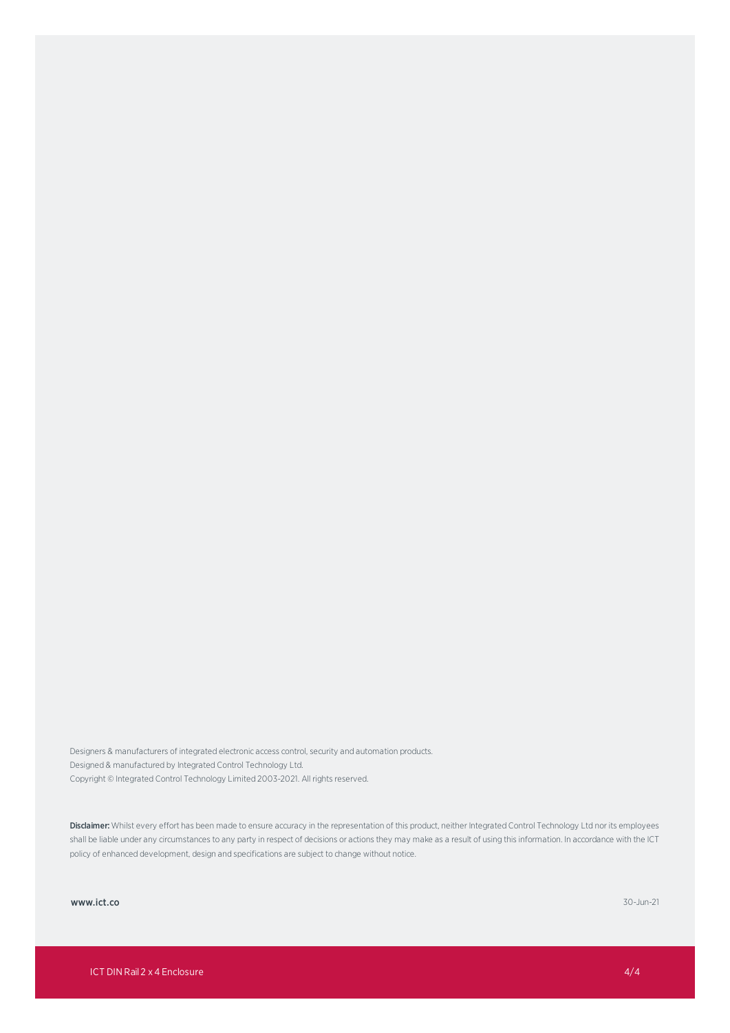Designers & manufacturers of integrated electronic access control, security and automation products.
Designed & manufactured by Integrated Control Technology Ltd.
Copyright © Integrated Control Technology Limited 2003-2021. All rights reserved.

**Disclaimer:** Whilst every effort has been made to ensure accuracy in the representation of this product, neither Integrated Control Technology Ltd nor its employees shall be liable under any circumstances to any party in respect of decisions or actions they may make as a result of using this information. In accordance with the ICT policy of enhanced development, design and specifications are subject to change without notice.

**www.ict.co**

30-Jun-21